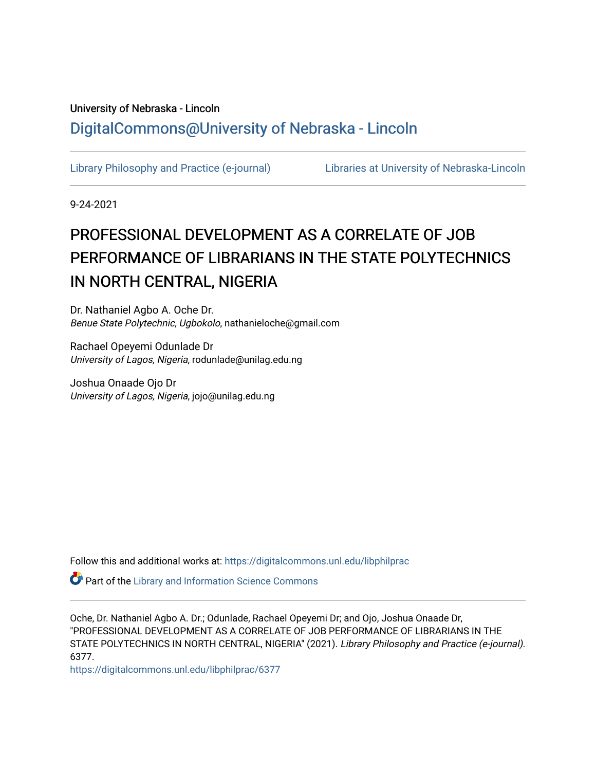University of Nebraska - Lincoln

DigitalCommons@University of Nebraska - Lincoln

Library Philosophy and Practice (e-journal) Libraries at University of Nebraska-Lincoln

9-24-2021

# PROFESSIONAL DEVELOPMENT AS A CORRELATE OF JOB PERFORMANCE OF LIBRARIANS IN THE STATE POLYTECHNICS IN NORTH CENTRAL, NIGERIA

Dr. Nathaniel Agbo A. Oche Dr.
*Benue State Polytechnic, Ugbokolo*, nathanieloche@gmail.com

Rachael Opeyemi Odunlade Dr
*University of Lagos, Nigeria*, rodunlade@unilag.edu.ng

Joshua Onaade Ojo Dr
*University of Lagos, Nigeria*, jojo@unilag.edu.ng

Follow this and additional works at: https://digitalcommons.unl.edu/libphilprac

Part of the Library and Information Science Commons

Oche, Dr. Nathaniel Agbo A. Dr.; Odunlade, Rachael Opeyemi Dr; and Ojo, Joshua Onaade Dr, "PROFESSIONAL DEVELOPMENT AS A CORRELATE OF JOB PERFORMANCE OF LIBRARIANS IN THE STATE POLYTECHNICS IN NORTH CENTRAL, NIGERIA" (2021). *Library Philosophy and Practice (e-journal)*. 6377.
https://digitalcommons.unl.edu/libphilprac/6377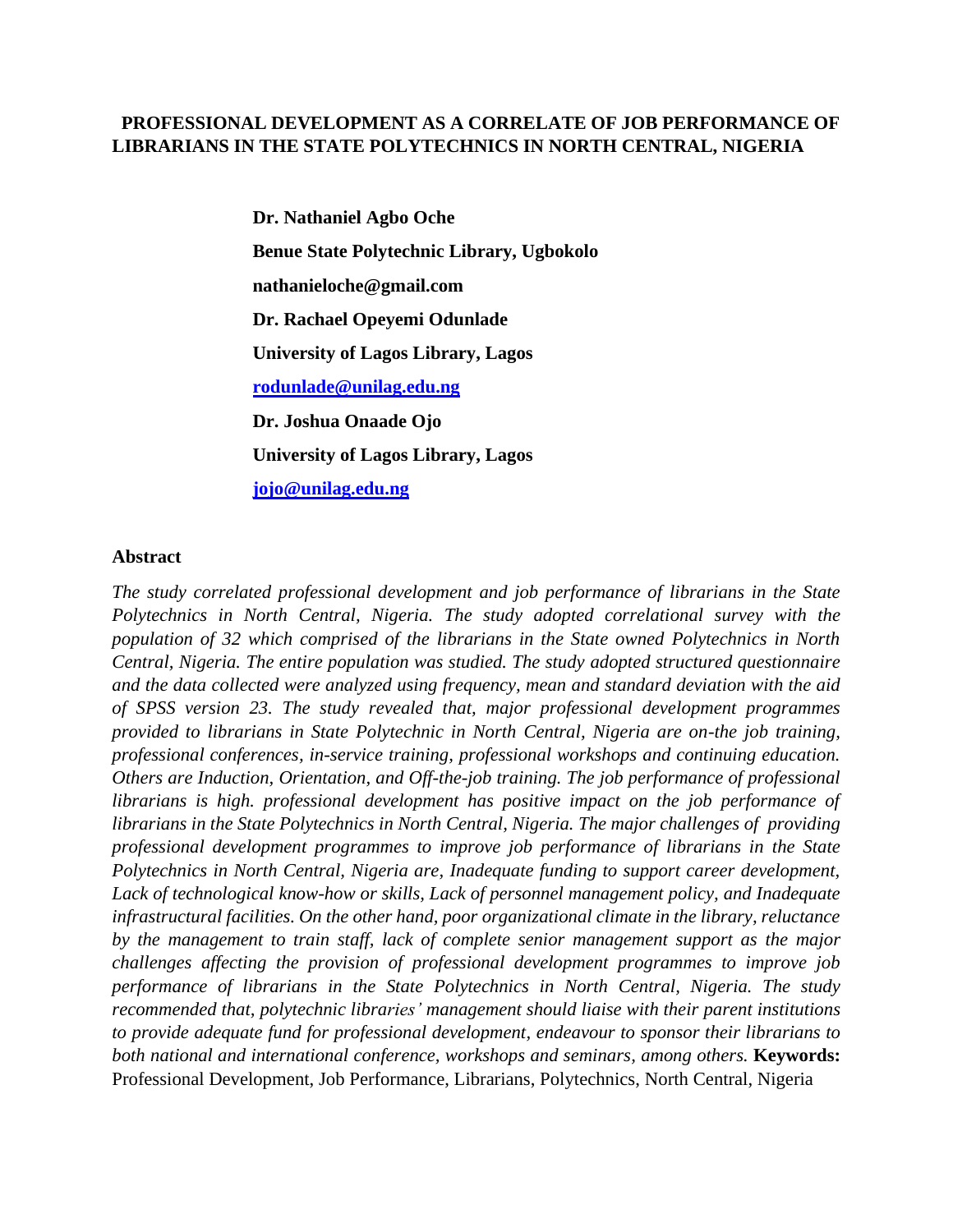# PROFESSIONAL DEVELOPMENT AS A CORRELATE OF JOB PERFORMANCE OF LIBRARIANS IN THE STATE POLYTECHNICS IN NORTH CENTRAL, NIGERIA

**Dr. Nathaniel Agbo Oche**
**Benue State Polytechnic Library, Ugbokolo**
**nathanieloche@gmail.com**

**Dr. Rachael Opeyemi Odunlade**
**University of Lagos Library, Lagos**
**rodunlade@unilag.edu.ng**

**Dr. Joshua Onaade Ojo**
**University of Lagos Library, Lagos**
**jojo@unilag.edu.ng**

## Abstract

*The study correlated professional development and job performance of librarians in the State Polytechnics in North Central, Nigeria. The study adopted correlational survey with the population of 32 which comprised of the librarians in the State owned Polytechnics in North Central, Nigeria. The entire population was studied. The study adopted structured questionnaire and the data collected were analyzed using frequency, mean and standard deviation with the aid of SPSS version 23. The study revealed that, major professional development programmes provided to librarians in State Polytechnic in North Central, Nigeria are on-the job training, professional conferences, in-service training, professional workshops and continuing education. Others are Induction, Orientation, and Off-the-job training. The job performance of professional librarians is high. professional development has positive impact on the job performance of librarians in the State Polytechnics in North Central, Nigeria. The major challenges of providing professional development programmes to improve job performance of librarians in the State Polytechnics in North Central, Nigeria are, Inadequate funding to support career development, Lack of technological know-how or skills, Lack of personnel management policy, and Inadequate infrastructural facilities. On the other hand, poor organizational climate in the library, reluctance by the management to train staff, lack of complete senior management support as the major challenges affecting the provision of professional development programmes to improve job performance of librarians in the State Polytechnics in North Central, Nigeria. The study recommended that, polytechnic libraries' management should liaise with their parent institutions to provide adequate fund for professional development, endeavour to sponsor their librarians to both national and international conference, workshops and seminars, among others.* **Keywords:** Professional Development, Job Performance, Librarians, Polytechnics, North Central, Nigeria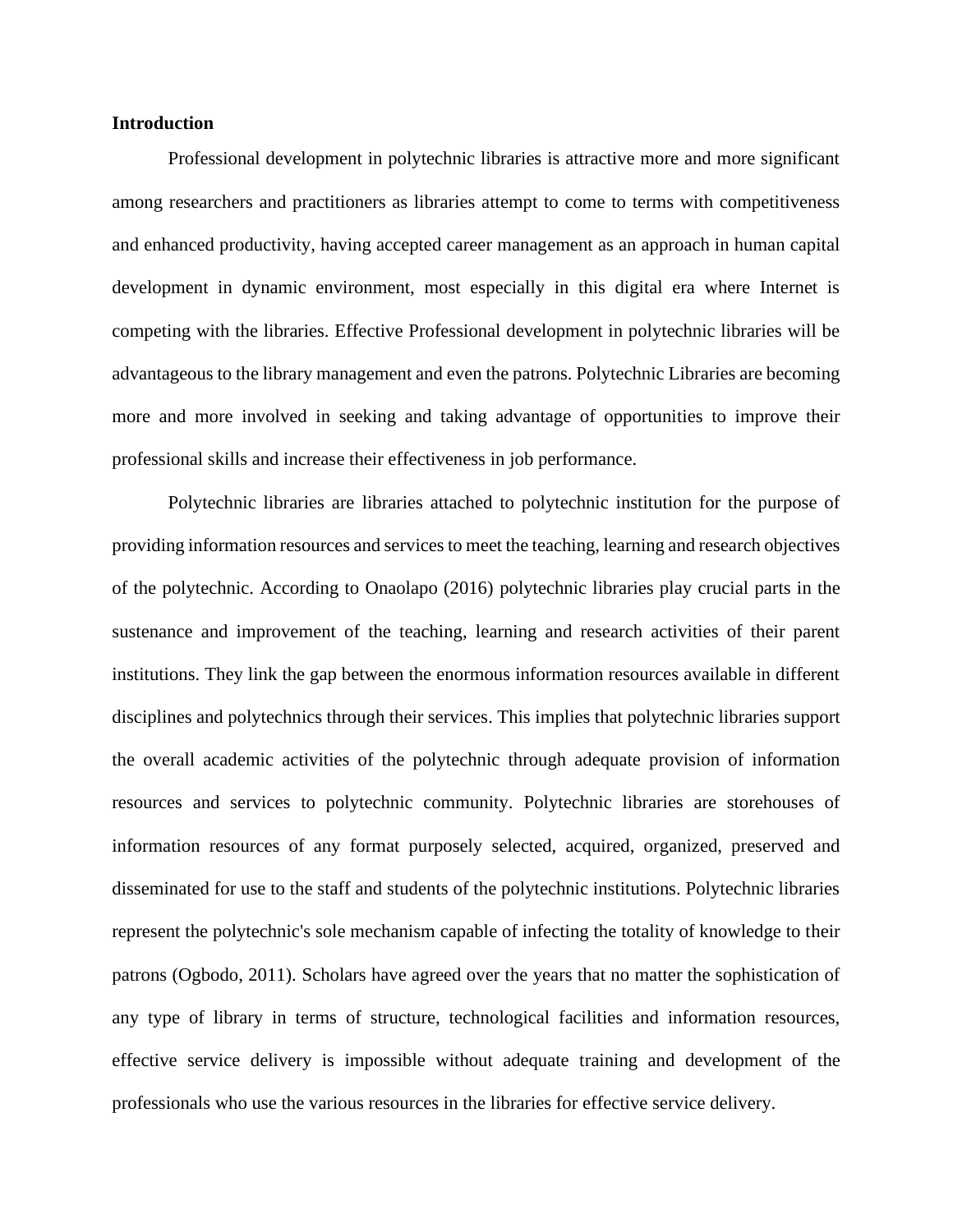**Introduction**

Professional development in polytechnic libraries is attractive more and more significant among researchers and practitioners as libraries attempt to come to terms with competitiveness and enhanced productivity, having accepted career management as an approach in human capital development in dynamic environment, most especially in this digital era where Internet is competing with the libraries. Effective Professional development in polytechnic libraries will be advantageous to the library management and even the patrons. Polytechnic Libraries are becoming more and more involved in seeking and taking advantage of opportunities to improve their professional skills and increase their effectiveness in job performance.

Polytechnic libraries are libraries attached to polytechnic institution for the purpose of providing information resources and services to meet the teaching, learning and research objectives of the polytechnic. According to Onaolapo (2016) polytechnic libraries play crucial parts in the sustenance and improvement of the teaching, learning and research activities of their parent institutions. They link the gap between the enormous information resources available in different disciplines and polytechnics through their services. This implies that polytechnic libraries support the overall academic activities of the polytechnic through adequate provision of information resources and services to polytechnic community. Polytechnic libraries are storehouses of information resources of any format purposely selected, acquired, organized, preserved and disseminated for use to the staff and students of the polytechnic institutions. Polytechnic libraries represent the polytechnic's sole mechanism capable of infecting the totality of knowledge to their patrons (Ogbodo, 2011). Scholars have agreed over the years that no matter the sophistication of any type of library in terms of structure, technological facilities and information resources, effective service delivery is impossible without adequate training and development of the professionals who use the various resources in the libraries for effective service delivery.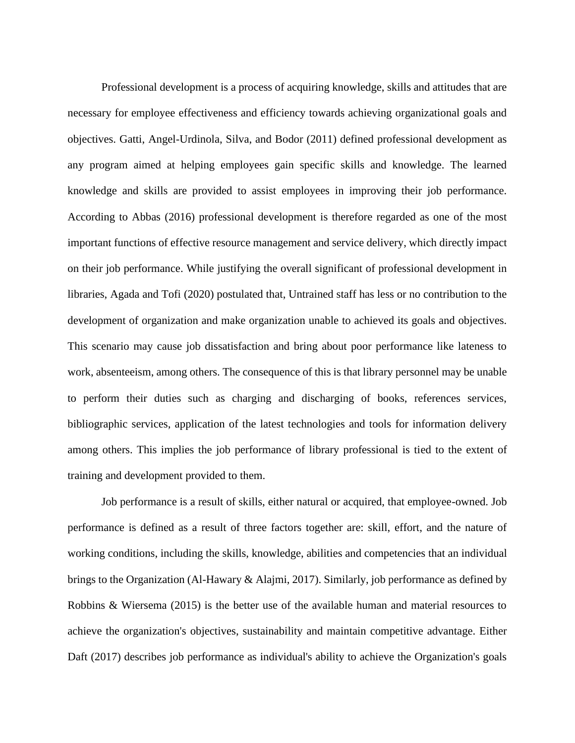Professional development is a process of acquiring knowledge, skills and attitudes that are necessary for employee effectiveness and efficiency towards achieving organizational goals and objectives. Gatti, Angel-Urdinola, Silva, and Bodor (2011) defined professional development as any program aimed at helping employees gain specific skills and knowledge. The learned knowledge and skills are provided to assist employees in improving their job performance. According to Abbas (2016) professional development is therefore regarded as one of the most important functions of effective resource management and service delivery, which directly impact on their job performance. While justifying the overall significant of professional development in libraries, Agada and Tofi (2020) postulated that, Untrained staff has less or no contribution to the development of organization and make organization unable to achieved its goals and objectives. This scenario may cause job dissatisfaction and bring about poor performance like lateness to work, absenteeism, among others. The consequence of this is that library personnel may be unable to perform their duties such as charging and discharging of books, references services, bibliographic services, application of the latest technologies and tools for information delivery among others. This implies the job performance of library professional is tied to the extent of training and development provided to them.

Job performance is a result of skills, either natural or acquired, that employee-owned. Job performance is defined as a result of three factors together are: skill, effort, and the nature of working conditions, including the skills, knowledge, abilities and competencies that an individual brings to the Organization (Al-Hawary & Alajmi, 2017). Similarly, job performance as defined by Robbins & Wiersema (2015) is the better use of the available human and material resources to achieve the organization's objectives, sustainability and maintain competitive advantage. Either Daft (2017) describes job performance as individual's ability to achieve the Organization's goals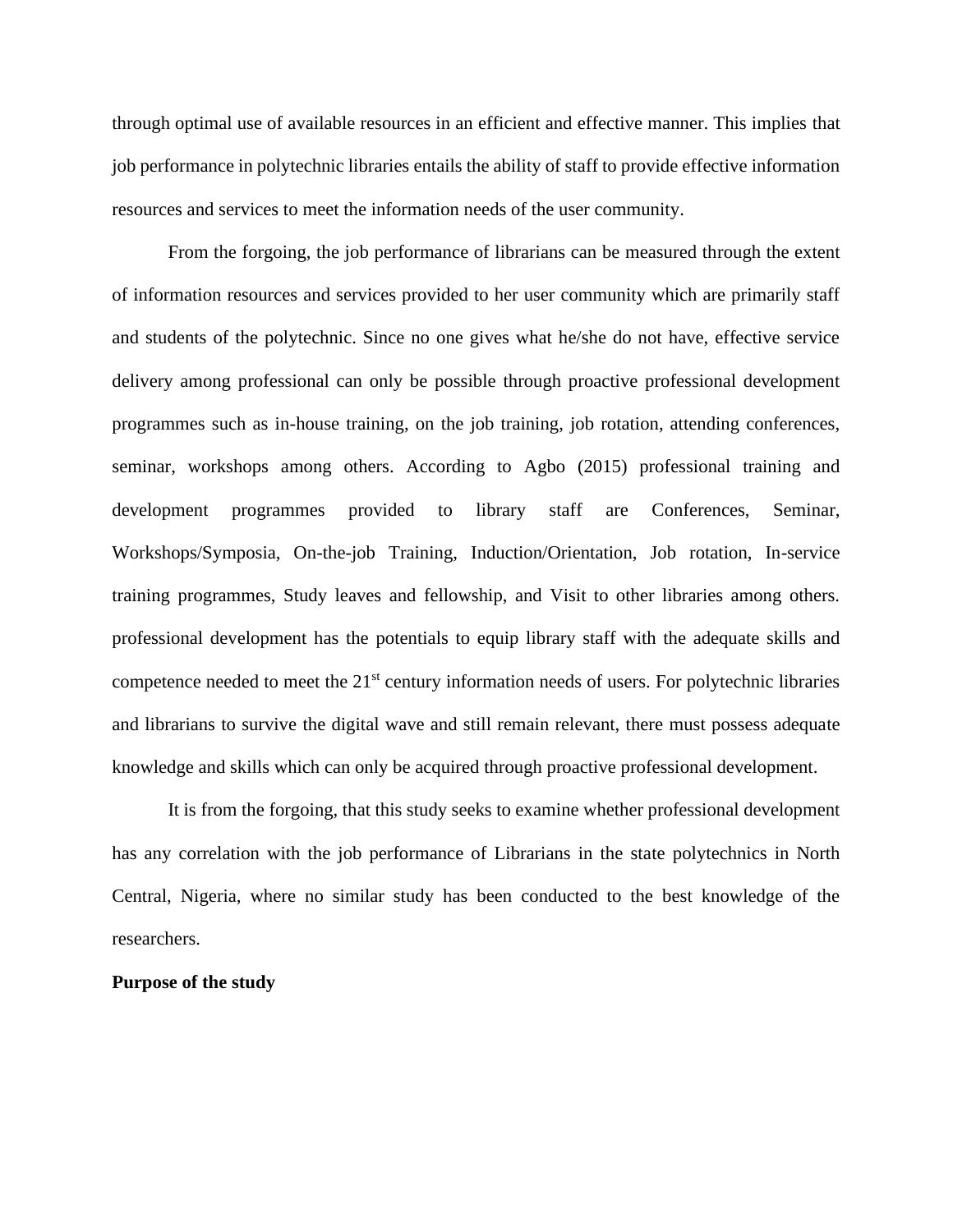through optimal use of available resources in an efficient and effective manner. This implies that job performance in polytechnic libraries entails the ability of staff to provide effective information resources and services to meet the information needs of the user community.

From the forgoing, the job performance of librarians can be measured through the extent of information resources and services provided to her user community which are primarily staff and students of the polytechnic. Since no one gives what he/she do not have, effective service delivery among professional can only be possible through proactive professional development programmes such as in-house training, on the job training, job rotation, attending conferences, seminar, workshops among others. According to Agbo (2015) professional training and development programmes provided to library staff are Conferences, Seminar, Workshops/Symposia, On-the-job Training, Induction/Orientation, Job rotation, In-service training programmes, Study leaves and fellowship, and Visit to other libraries among others. professional development has the potentials to equip library staff with the adequate skills and competence needed to meet the 21st century information needs of users. For polytechnic libraries and librarians to survive the digital wave and still remain relevant, there must possess adequate knowledge and skills which can only be acquired through proactive professional development.

It is from the forgoing, that this study seeks to examine whether professional development has any correlation with the job performance of Librarians in the state polytechnics in North Central, Nigeria, where no similar study has been conducted to the best knowledge of the researchers.

**Purpose of the study**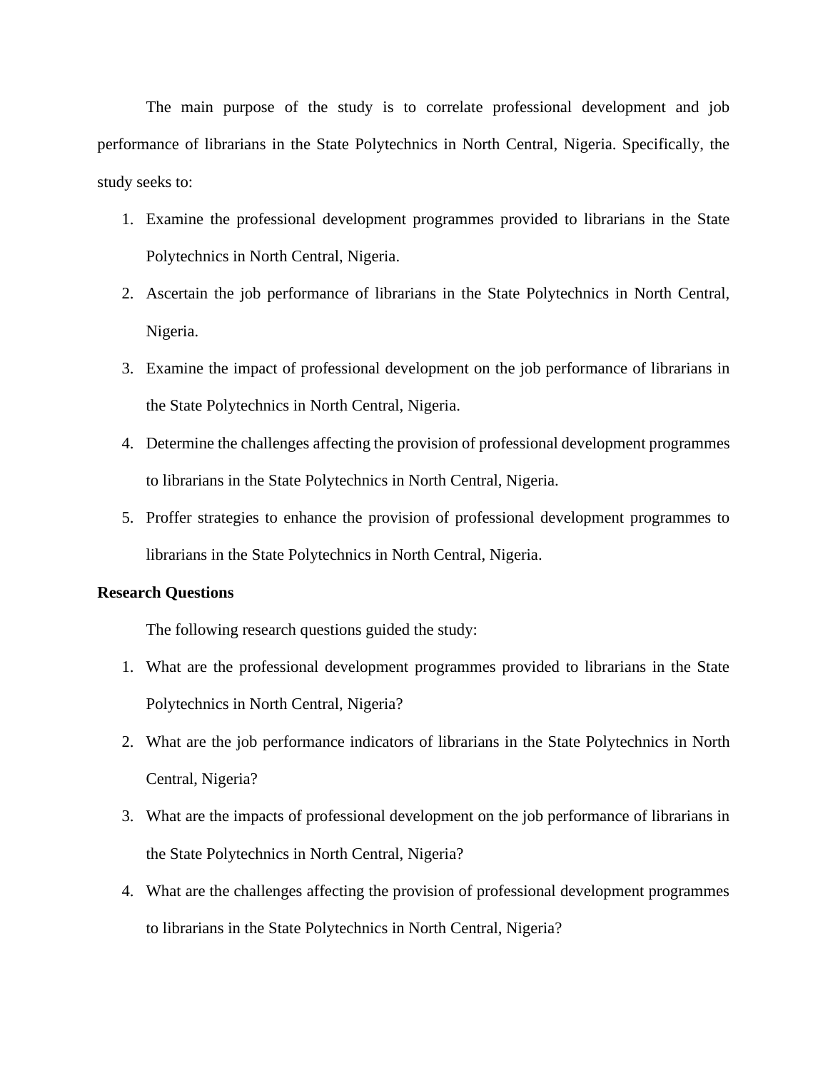The main purpose of the study is to correlate professional development and job performance of librarians in the State Polytechnics in North Central, Nigeria. Specifically, the study seeks to:

1. Examine the professional development programmes provided to librarians in the State Polytechnics in North Central, Nigeria.
2. Ascertain the job performance of librarians in the State Polytechnics in North Central, Nigeria.
3. Examine the impact of professional development on the job performance of librarians in the State Polytechnics in North Central, Nigeria.
4. Determine the challenges affecting the provision of professional development programmes to librarians in the State Polytechnics in North Central, Nigeria.
5. Proffer strategies to enhance the provision of professional development programmes to librarians in the State Polytechnics in North Central, Nigeria.

**Research Questions**

The following research questions guided the study:

1. What are the professional development programmes provided to librarians in the State Polytechnics in North Central, Nigeria?
2. What are the job performance indicators of librarians in the State Polytechnics in North Central, Nigeria?
3. What are the impacts of professional development on the job performance of librarians in the State Polytechnics in North Central, Nigeria?
4. What are the challenges affecting the provision of professional development programmes to librarians in the State Polytechnics in North Central, Nigeria?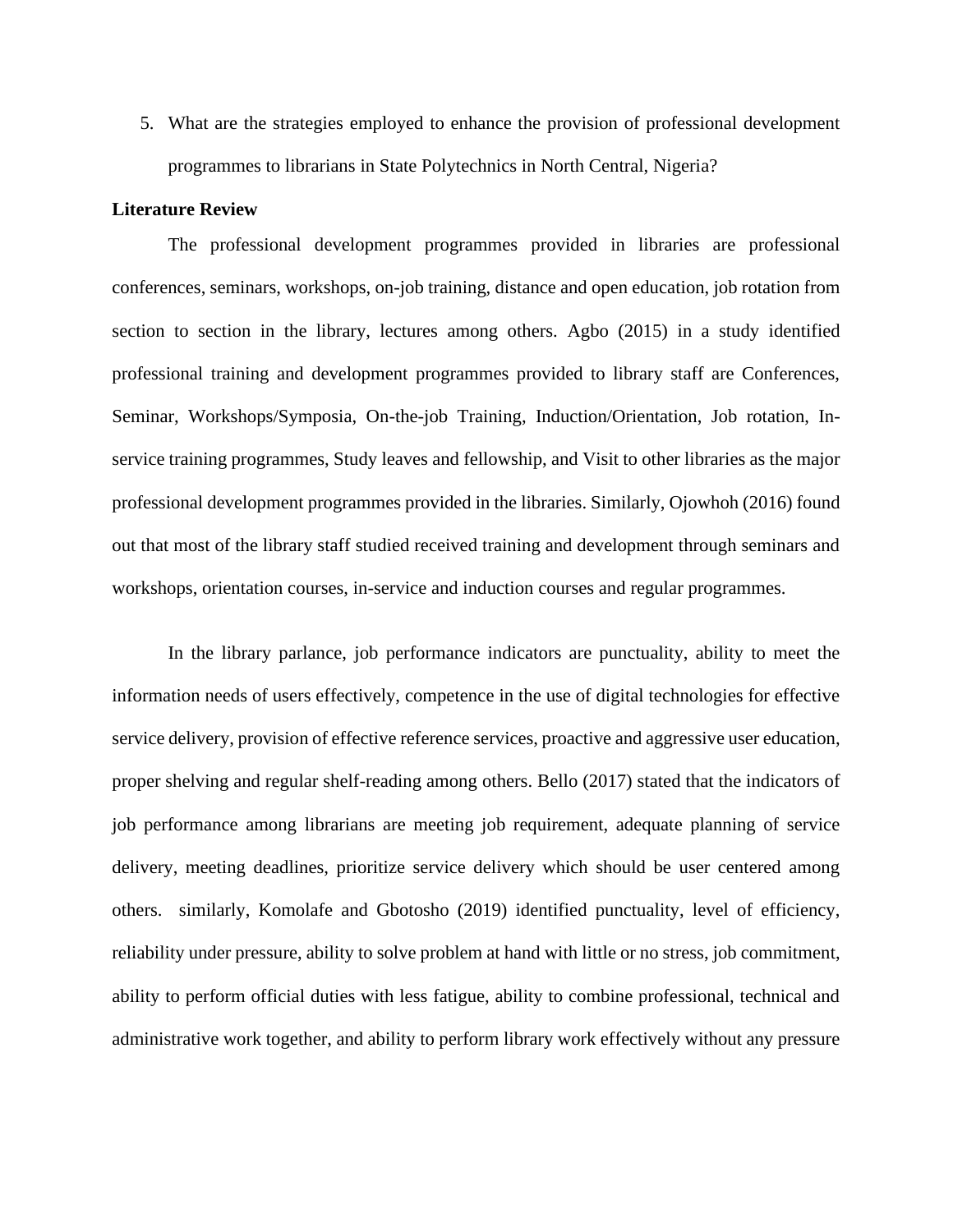5. What are the strategies employed to enhance the provision of professional development programmes to librarians in State Polytechnics in North Central, Nigeria?

**Literature Review**

The professional development programmes provided in libraries are professional conferences, seminars, workshops, on-job training, distance and open education, job rotation from section to section in the library, lectures among others. Agbo (2015) in a study identified professional training and development programmes provided to library staff are Conferences, Seminar, Workshops/Symposia, On-the-job Training, Induction/Orientation, Job rotation, In-service training programmes, Study leaves and fellowship, and Visit to other libraries as the major professional development programmes provided in the libraries. Similarly, Ojowhoh (2016) found out that most of the library staff studied received training and development through seminars and workshops, orientation courses, in-service and induction courses and regular programmes.

In the library parlance, job performance indicators are punctuality, ability to meet the information needs of users effectively, competence in the use of digital technologies for effective service delivery, provision of effective reference services, proactive and aggressive user education, proper shelving and regular shelf-reading among others. Bello (2017) stated that the indicators of job performance among librarians are meeting job requirement, adequate planning of service delivery, meeting deadlines, prioritize service delivery which should be user centered among others. similarly, Komolafe and Gbotosho (2019) identified punctuality, level of efficiency, reliability under pressure, ability to solve problem at hand with little or no stress, job commitment, ability to perform official duties with less fatigue, ability to combine professional, technical and administrative work together, and ability to perform library work effectively without any pressure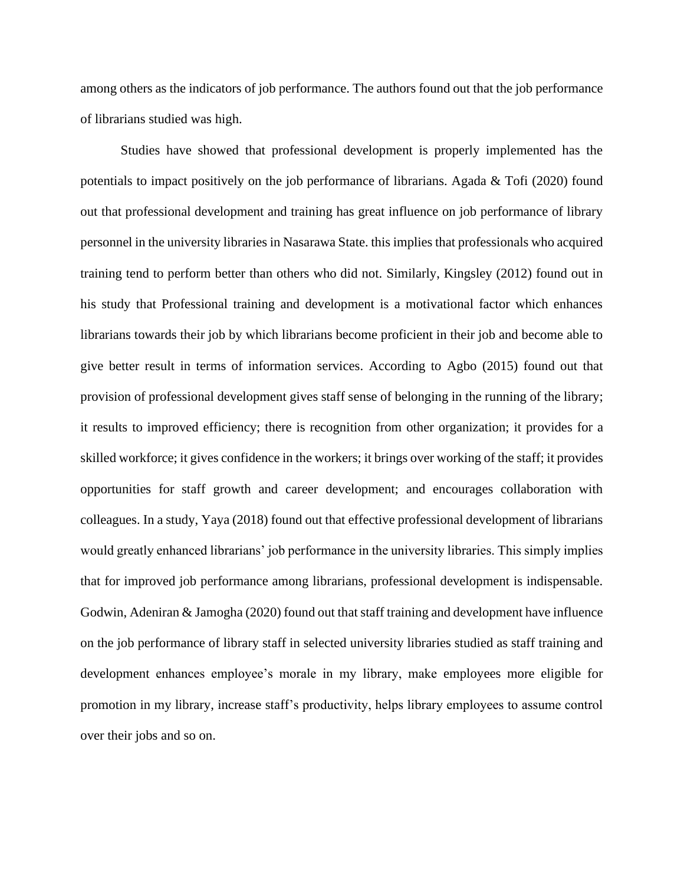among others as the indicators of job performance. The authors found out that the job performance of librarians studied was high.

Studies have showed that professional development is properly implemented has the potentials to impact positively on the job performance of librarians. Agada & Tofi (2020) found out that professional development and training has great influence on job performance of library personnel in the university libraries in Nasarawa State. this implies that professionals who acquired training tend to perform better than others who did not. Similarly, Kingsley (2012) found out in his study that Professional training and development is a motivational factor which enhances librarians towards their job by which librarians become proficient in their job and become able to give better result in terms of information services. According to Agbo (2015) found out that provision of professional development gives staff sense of belonging in the running of the library; it results to improved efficiency; there is recognition from other organization; it provides for a skilled workforce; it gives confidence in the workers; it brings over working of the staff; it provides opportunities for staff growth and career development; and encourages collaboration with colleagues. In a study, Yaya (2018) found out that effective professional development of librarians would greatly enhanced librarians' job performance in the university libraries. This simply implies that for improved job performance among librarians, professional development is indispensable. Godwin, Adeniran & Jamogha (2020) found out that staff training and development have influence on the job performance of library staff in selected university libraries studied as staff training and development enhances employee's morale in my library, make employees more eligible for promotion in my library, increase staff's productivity, helps library employees to assume control over their jobs and so on.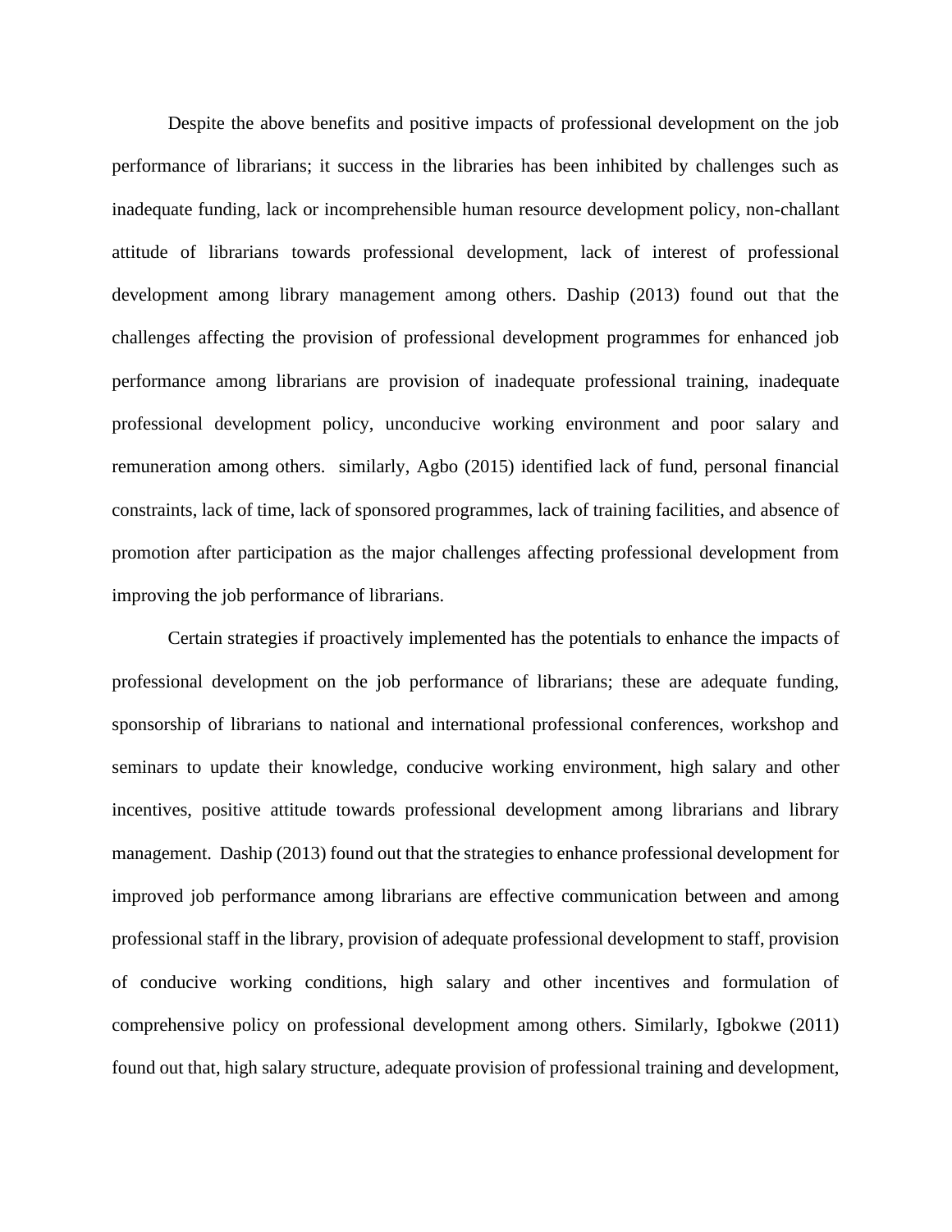Despite the above benefits and positive impacts of professional development on the job performance of librarians; it success in the libraries has been inhibited by challenges such as inadequate funding, lack or incomprehensible human resource development policy, non-challant attitude of librarians towards professional development, lack of interest of professional development among library management among others. Daship (2013) found out that the challenges affecting the provision of professional development programmes for enhanced job performance among librarians are provision of inadequate professional training, inadequate professional development policy, unconducive working environment and poor salary and remuneration among others. similarly, Agbo (2015) identified lack of fund, personal financial constraints, lack of time, lack of sponsored programmes, lack of training facilities, and absence of promotion after participation as the major challenges affecting professional development from improving the job performance of librarians.

Certain strategies if proactively implemented has the potentials to enhance the impacts of professional development on the job performance of librarians; these are adequate funding, sponsorship of librarians to national and international professional conferences, workshop and seminars to update their knowledge, conducive working environment, high salary and other incentives, positive attitude towards professional development among librarians and library management. Daship (2013) found out that the strategies to enhance professional development for improved job performance among librarians are effective communication between and among professional staff in the library, provision of adequate professional development to staff, provision of conducive working conditions, high salary and other incentives and formulation of comprehensive policy on professional development among others. Similarly, Igbokwe (2011) found out that, high salary structure, adequate provision of professional training and development,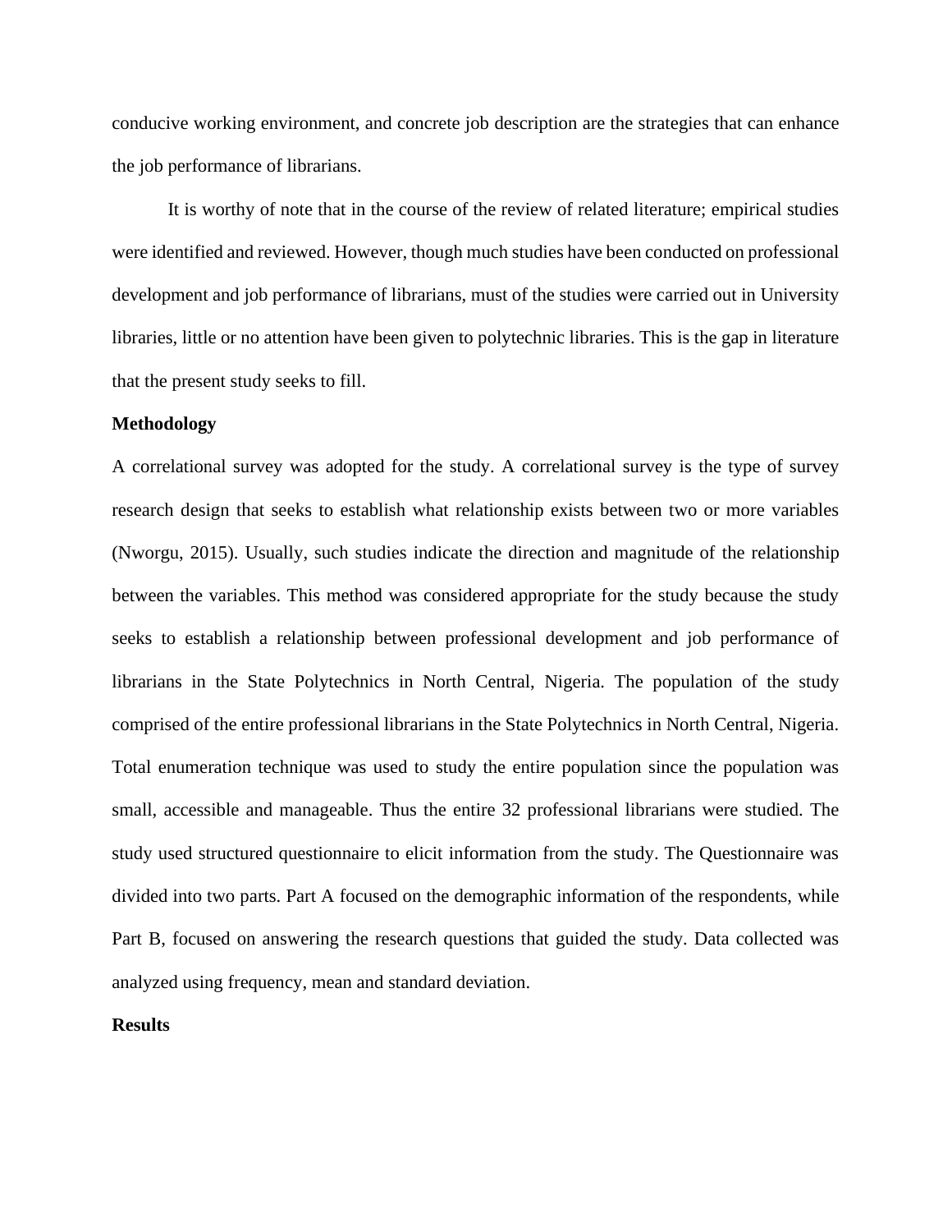conducive working environment, and concrete job description are the strategies that can enhance the job performance of librarians.

It is worthy of note that in the course of the review of related literature; empirical studies were identified and reviewed. However, though much studies have been conducted on professional development and job performance of librarians, must of the studies were carried out in University libraries, little or no attention have been given to polytechnic libraries. This is the gap in literature that the present study seeks to fill.

**Methodology**

A correlational survey was adopted for the study. A correlational survey is the type of survey research design that seeks to establish what relationship exists between two or more variables (Nworgu, 2015). Usually, such studies indicate the direction and magnitude of the relationship between the variables. This method was considered appropriate for the study because the study seeks to establish a relationship between professional development and job performance of librarians in the State Polytechnics in North Central, Nigeria. The population of the study comprised of the entire professional librarians in the State Polytechnics in North Central, Nigeria. Total enumeration technique was used to study the entire population since the population was small, accessible and manageable. Thus the entire 32 professional librarians were studied. The study used structured questionnaire to elicit information from the study. The Questionnaire was divided into two parts. Part A focused on the demographic information of the respondents, while Part B, focused on answering the research questions that guided the study. Data collected was analyzed using frequency, mean and standard deviation.

**Results**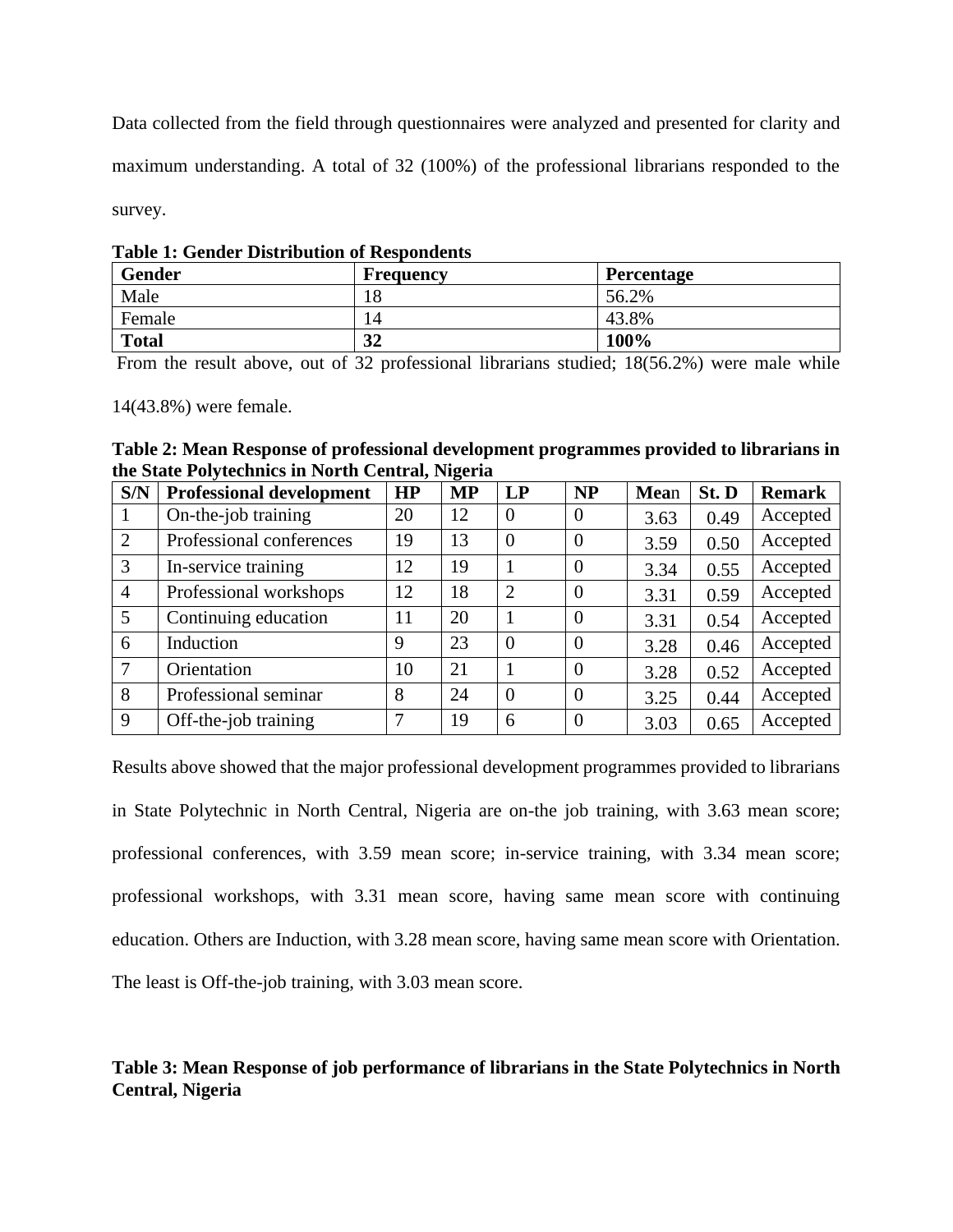Data collected from the field through questionnaires were analyzed and presented for clarity and maximum understanding. A total of 32 (100%) of the professional librarians responded to the survey.

**Table 1: Gender Distribution of Respondents**

| Gender | Frequency | Percentage |
|---|---|---|
| Male | 18 | 56.2% |
| Female | 14 | 43.8% |
| **Total** | **32** | **100%** |

From the result above, out of 32 professional librarians studied; 18(56.2%) were male while 14(43.8%) were female.

**Table 2: Mean Response of professional development programmes provided to librarians in the State Polytechnics in North Central, Nigeria**

| S/N | Professional development | HP | MP | LP | NP | Mean | St. D | Remark |
|---|---|---|---|---|---|---|---|---|
| 1 | On-the-job training | 20 | 12 | 0 | 0 | 3.63 | 0.49 | Accepted |
| 2 | Professional conferences | 19 | 13 | 0 | 0 | 3.59 | 0.50 | Accepted |
| 3 | In-service training | 12 | 19 | 1 | 0 | 3.34 | 0.55 | Accepted |
| 4 | Professional workshops | 12 | 18 | 2 | 0 | 3.31 | 0.59 | Accepted |
| 5 | Continuing education | 11 | 20 | 1 | 0 | 3.31 | 0.54 | Accepted |
| 6 | Induction | 9 | 23 | 0 | 0 | 3.28 | 0.46 | Accepted |
| 7 | Orientation | 10 | 21 | 1 | 0 | 3.28 | 0.52 | Accepted |
| 8 | Professional seminar | 8 | 24 | 0 | 0 | 3.25 | 0.44 | Accepted |
| 9 | Off-the-job training | 7 | 19 | 6 | 0 | 3.03 | 0.65 | Accepted |

Results above showed that the major professional development programmes provided to librarians in State Polytechnic in North Central, Nigeria are on-the job training, with 3.63 mean score; professional conferences, with 3.59 mean score; in-service training, with 3.34 mean score; professional workshops, with 3.31 mean score, having same mean score with continuing education. Others are Induction, with 3.28 mean score, having same mean score with Orientation. The least is Off-the-job training, with 3.03 mean score.

**Table 3: Mean Response of job performance of librarians in the State Polytechnics in North Central, Nigeria**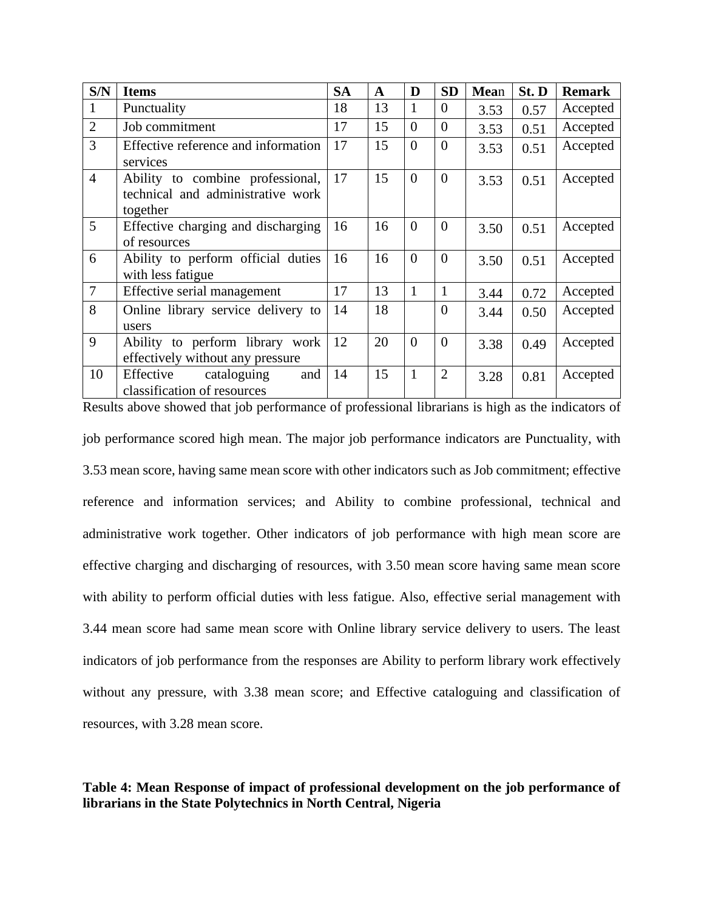| S/N | Items | SA | A | D | SD | Mean | St. D | Remark |
| --- | --- | --- | --- | --- | --- | --- | --- | --- |
| 1 | Punctuality | 18 | 13 | 1 | 0 | 3.53 | 0.57 | Accepted |
| 2 | Job commitment | 17 | 15 | 0 | 0 | 3.53 | 0.51 | Accepted |
| 3 | Effective reference and information services | 17 | 15 | 0 | 0 | 3.53 | 0.51 | Accepted |
| 4 | Ability to combine professional, technical and administrative work together | 17 | 15 | 0 | 0 | 3.53 | 0.51 | Accepted |
| 5 | Effective charging and discharging of resources | 16 | 16 | 0 | 0 | 3.50 | 0.51 | Accepted |
| 6 | Ability to perform official duties with less fatigue | 16 | 16 | 0 | 0 | 3.50 | 0.51 | Accepted |
| 7 | Effective serial management | 17 | 13 | 1 | 1 | 3.44 | 0.72 | Accepted |
| 8 | Online library service delivery to users | 14 | 18 | | 0 | 3.44 | 0.50 | Accepted |
| 9 | Ability to perform library work effectively without any pressure | 12 | 20 | 0 | 0 | 3.38 | 0.49 | Accepted |
| 10 | Effective cataloguing and classification of resources | 14 | 15 | 1 | 2 | 3.28 | 0.81 | Accepted |

Results above showed that job performance of professional librarians is high as the indicators of job performance scored high mean. The major job performance indicators are Punctuality, with 3.53 mean score, having same mean score with other indicators such as Job commitment; effective reference and information services; and Ability to combine professional, technical and administrative work together. Other indicators of job performance with high mean score are effective charging and discharging of resources, with 3.50 mean score having same mean score with ability to perform official duties with less fatigue. Also, effective serial management with 3.44 mean score had same mean score with Online library service delivery to users. The least indicators of job performance from the responses are Ability to perform library work effectively without any pressure, with 3.38 mean score; and Effective cataloguing and classification of resources, with 3.28 mean score.

**Table 4: Mean Response of impact of professional development on the job performance of librarians in the State Polytechnics in North Central, Nigeria**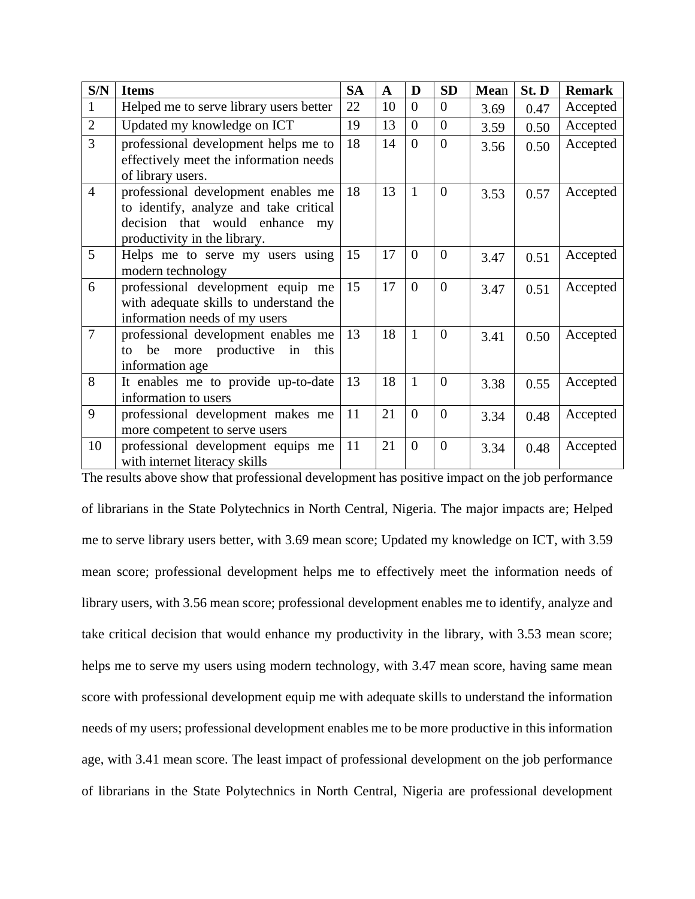| S/N | Items | SA | A | D | SD | Mean | St. D | Remark |
|---|---|---|---|---|---|---|---|---|
| 1 | Helped me to serve library users better | 22 | 10 | 0 | 0 | 3.69 | 0.47 | Accepted |
| 2 | Updated my knowledge on ICT | 19 | 13 | 0 | 0 | 3.59 | 0.50 | Accepted |
| 3 | professional development helps me to effectively meet the information needs of library users. | 18 | 14 | 0 | 0 | 3.56 | 0.50 | Accepted |
| 4 | professional development enables me to identify, analyze and take critical decision that would enhance my productivity in the library. | 18 | 13 | 1 | 0 | 3.53 | 0.57 | Accepted |
| 5 | Helps me to serve my users using modern technology | 15 | 17 | 0 | 0 | 3.47 | 0.51 | Accepted |
| 6 | professional development equip me with adequate skills to understand the information needs of my users | 15 | 17 | 0 | 0 | 3.47 | 0.51 | Accepted |
| 7 | professional development enables me to be more productive in this information age | 13 | 18 | 1 | 0 | 3.41 | 0.50 | Accepted |
| 8 | It enables me to provide up-to-date information to users | 13 | 18 | 1 | 0 | 3.38 | 0.55 | Accepted |
| 9 | professional development makes me more competent to serve users | 11 | 21 | 0 | 0 | 3.34 | 0.48 | Accepted |
| 10 | professional development equips me with internet literacy skills | 11 | 21 | 0 | 0 | 3.34 | 0.48 | Accepted |

The results above show that professional development has positive impact on the job performance of librarians in the State Polytechnics in North Central, Nigeria. The major impacts are; Helped me to serve library users better, with 3.69 mean score; Updated my knowledge on ICT, with 3.59 mean score; professional development helps me to effectively meet the information needs of library users, with 3.56 mean score; professional development enables me to identify, analyze and take critical decision that would enhance my productivity in the library, with 3.53 mean score; helps me to serve my users using modern technology, with 3.47 mean score, having same mean score with professional development equip me with adequate skills to understand the information needs of my users; professional development enables me to be more productive in this information age, with 3.41 mean score. The least impact of professional development on the job performance of librarians in the State Polytechnics in North Central, Nigeria are professional development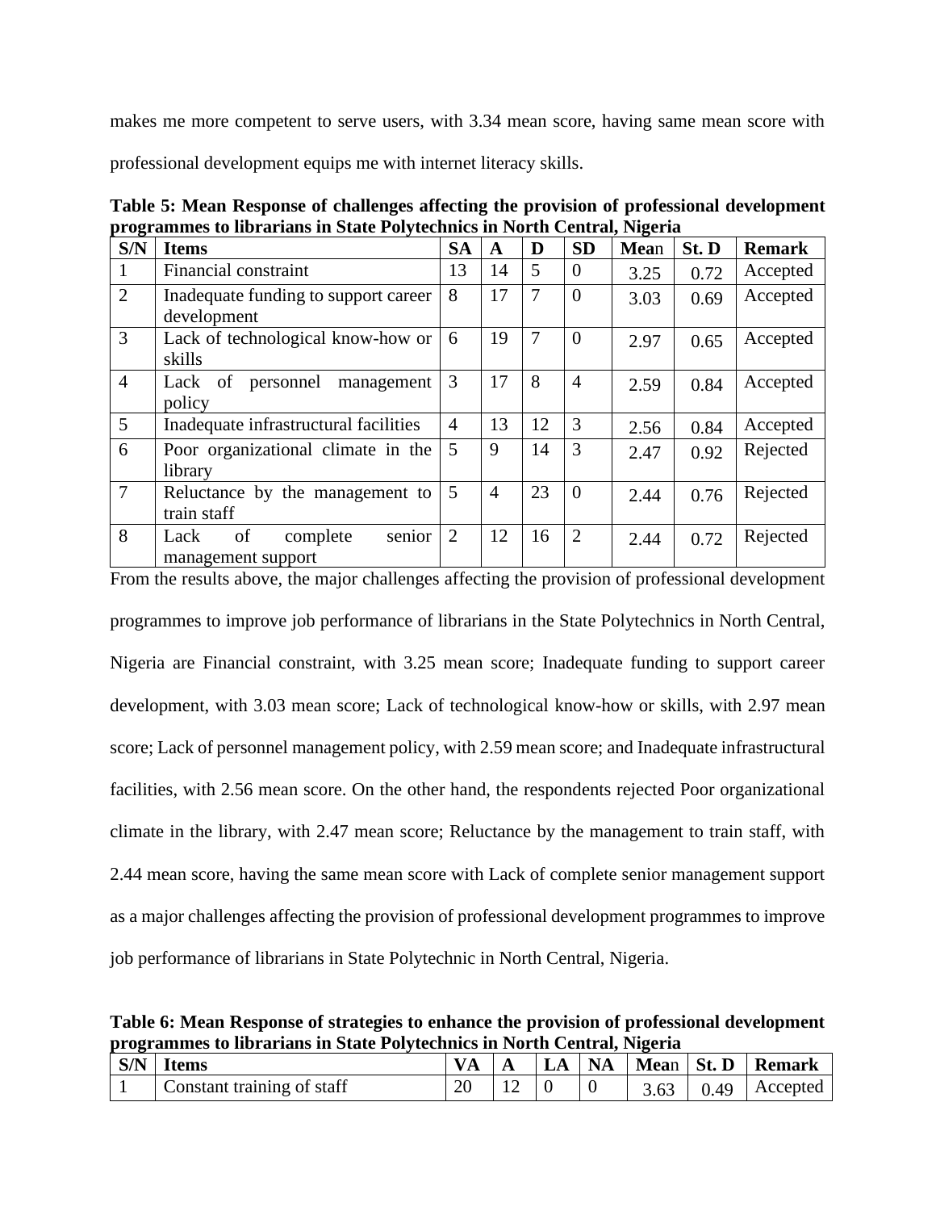makes me more competent to serve users, with 3.34 mean score, having same mean score with professional development equips me with internet literacy skills.

**Table 5: Mean Response of challenges affecting the provision of professional development programmes to librarians in State Polytechnics in North Central, Nigeria**

| S/N | Items | SA | A | D | SD | Mean | St. D | Remark |
|---|---|---|---|---|---|---|---|---|
| 1 | Financial constraint | 13 | 14 | 5 | 0 | 3.25 | 0.72 | Accepted |
| 2 | Inadequate funding to support career development | 8 | 17 | 7 | 0 | 3.03 | 0.69 | Accepted |
| 3 | Lack of technological know-how or skills | 6 | 19 | 7 | 0 | 2.97 | 0.65 | Accepted |
| 4 | Lack of personnel management policy | 3 | 17 | 8 | 4 | 2.59 | 0.84 | Accepted |
| 5 | Inadequate infrastructural facilities | 4 | 13 | 12 | 3 | 2.56 | 0.84 | Accepted |
| 6 | Poor organizational climate in the library | 5 | 9 | 14 | 3 | 2.47 | 0.92 | Rejected |
| 7 | Reluctance by the management to train staff | 5 | 4 | 23 | 0 | 2.44 | 0.76 | Rejected |
| 8 | Lack of complete senior management support | 2 | 12 | 16 | 2 | 2.44 | 0.72 | Rejected |

From the results above, the major challenges affecting the provision of professional development programmes to improve job performance of librarians in the State Polytechnics in North Central, Nigeria are Financial constraint, with 3.25 mean score; Inadequate funding to support career development, with 3.03 mean score; Lack of technological know-how or skills, with 2.97 mean score; Lack of personnel management policy, with 2.59 mean score; and Inadequate infrastructural facilities, with 2.56 mean score. On the other hand, the respondents rejected Poor organizational climate in the library, with 2.47 mean score; Reluctance by the management to train staff, with 2.44 mean score, having the same mean score with Lack of complete senior management support as a major challenges affecting the provision of professional development programmes to improve job performance of librarians in State Polytechnic in North Central, Nigeria.

**Table 6: Mean Response of strategies to enhance the provision of professional development programmes to librarians in State Polytechnics in North Central, Nigeria**

| S/N | Items | VA | A | LA | NA | Mean | St. D | Remark |
|---|---|---|---|---|---|---|---|---|
| 1 | Constant training of staff | 20 | 12 | 0 | 0 | 3.63 | 0.49 | Accepted |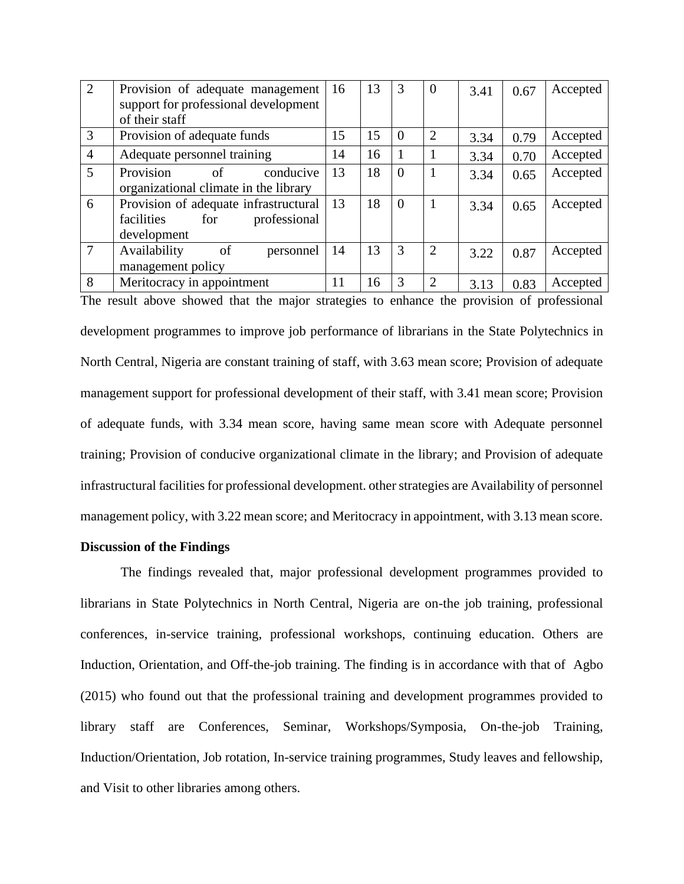| | | | | | | | | |
|---|---|---|---|---|---|---|---|---|
| 2 | Provision of adequate management support for professional development of their staff | 16 | 13 | 3 | 0 | 3.41 | 0.67 | Accepted |
| 3 | Provision of adequate funds | 15 | 15 | 0 | 2 | 3.34 | 0.79 | Accepted |
| 4 | Adequate personnel training | 14 | 16 | 1 | 1 | 3.34 | 0.70 | Accepted |
| 5 | Provision of conducive organizational climate in the library | 13 | 18 | 0 | 1 | 3.34 | 0.65 | Accepted |
| 6 | Provision of adequate infrastructural facilities for professional development | 13 | 18 | 0 | 1 | 3.34 | 0.65 | Accepted |
| 7 | Availability of personnel management policy | 14 | 13 | 3 | 2 | 3.22 | 0.87 | Accepted |
| 8 | Meritocracy in appointment | 11 | 16 | 3 | 2 | 3.13 | 0.83 | Accepted |

The result above showed that the major strategies to enhance the provision of professional development programmes to improve job performance of librarians in the State Polytechnics in North Central, Nigeria are constant training of staff, with 3.63 mean score; Provision of adequate management support for professional development of their staff, with 3.41 mean score; Provision of adequate funds, with 3.34 mean score, having same mean score with Adequate personnel training; Provision of conducive organizational climate in the library; and Provision of adequate infrastructural facilities for professional development. other strategies are Availability of personnel management policy, with 3.22 mean score; and Meritocracy in appointment, with 3.13 mean score.

**Discussion of the Findings**

The findings revealed that, major professional development programmes provided to librarians in State Polytechnics in North Central, Nigeria are on-the job training, professional conferences, in-service training, professional workshops, continuing education. Others are Induction, Orientation, and Off-the-job training. The finding is in accordance with that of Agbo (2015) who found out that the professional training and development programmes provided to library staff are Conferences, Seminar, Workshops/Symposia, On-the-job Training, Induction/Orientation, Job rotation, In-service training programmes, Study leaves and fellowship, and Visit to other libraries among others.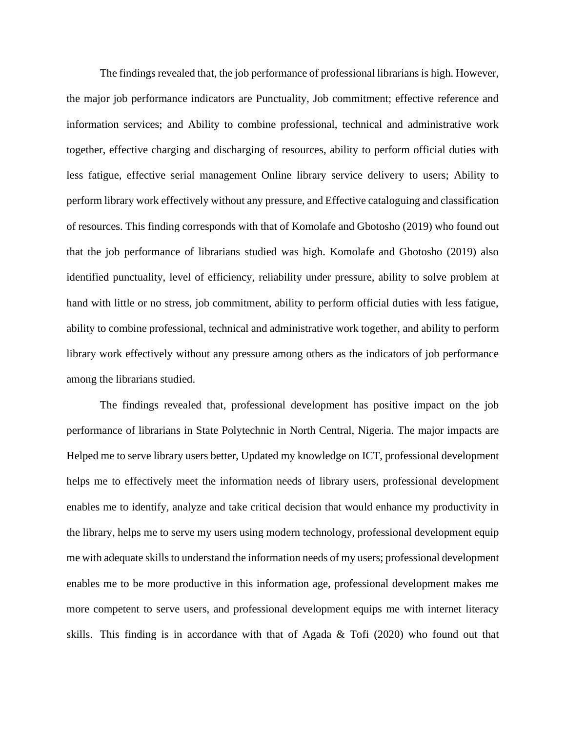The findings revealed that, the job performance of professional librarians is high. However, the major job performance indicators are Punctuality, Job commitment; effective reference and information services; and Ability to combine professional, technical and administrative work together, effective charging and discharging of resources, ability to perform official duties with less fatigue, effective serial management Online library service delivery to users; Ability to perform library work effectively without any pressure, and Effective cataloguing and classification of resources. This finding corresponds with that of Komolafe and Gbotosho (2019) who found out that the job performance of librarians studied was high. Komolafe and Gbotosho (2019) also identified punctuality, level of efficiency, reliability under pressure, ability to solve problem at hand with little or no stress, job commitment, ability to perform official duties with less fatigue, ability to combine professional, technical and administrative work together, and ability to perform library work effectively without any pressure among others as the indicators of job performance among the librarians studied.

The findings revealed that, professional development has positive impact on the job performance of librarians in State Polytechnic in North Central, Nigeria. The major impacts are Helped me to serve library users better, Updated my knowledge on ICT, professional development helps me to effectively meet the information needs of library users, professional development enables me to identify, analyze and take critical decision that would enhance my productivity in the library, helps me to serve my users using modern technology, professional development equip me with adequate skills to understand the information needs of my users; professional development enables me to be more productive in this information age, professional development makes me more competent to serve users, and professional development equips me with internet literacy skills. This finding is in accordance with that of Agada & Tofi (2020) who found out that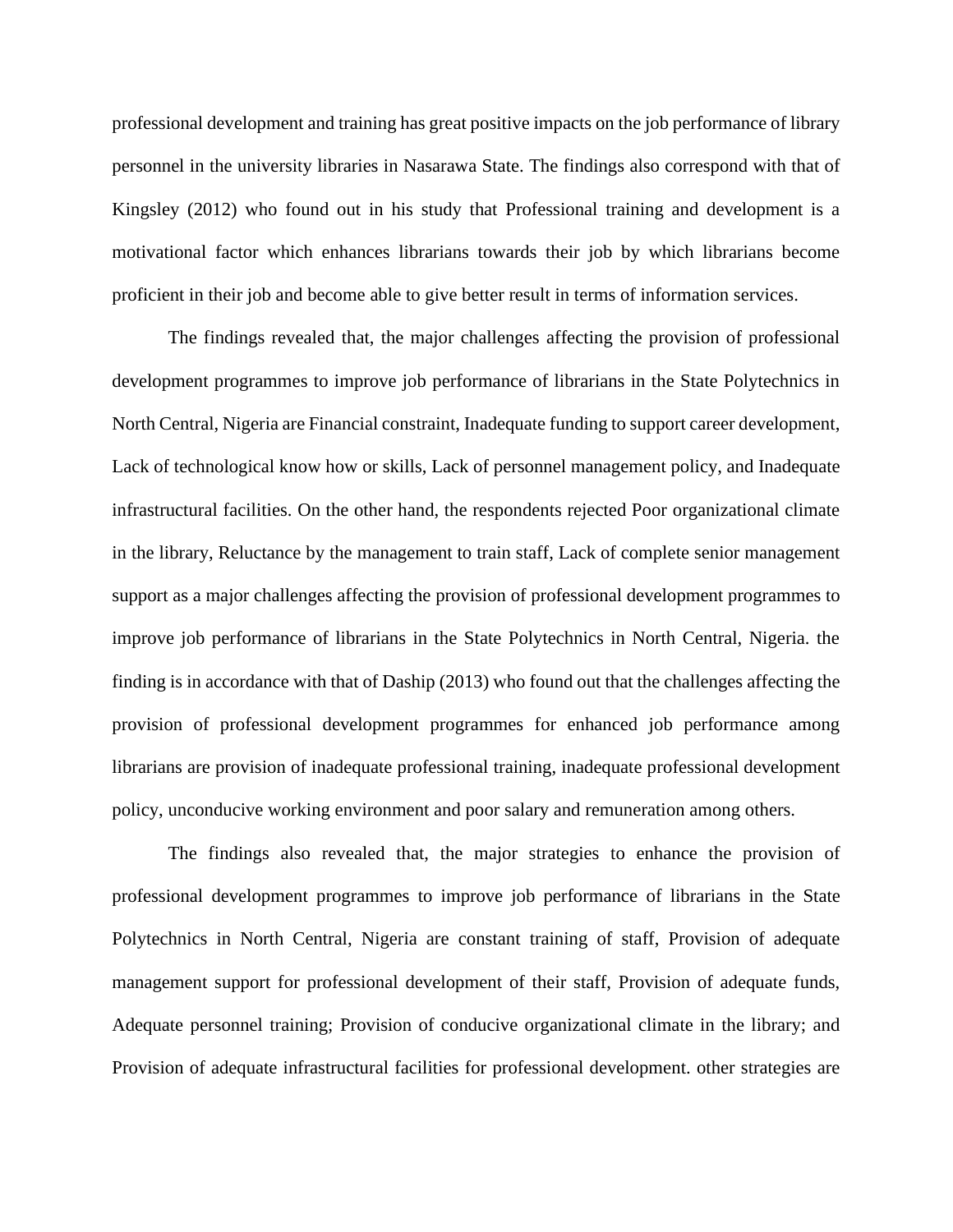professional development and training has great positive impacts on the job performance of library personnel in the university libraries in Nasarawa State. The findings also correspond with that of Kingsley (2012) who found out in his study that Professional training and development is a motivational factor which enhances librarians towards their job by which librarians become proficient in their job and become able to give better result in terms of information services.

The findings revealed that, the major challenges affecting the provision of professional development programmes to improve job performance of librarians in the State Polytechnics in North Central, Nigeria are Financial constraint, Inadequate funding to support career development, Lack of technological know how or skills, Lack of personnel management policy, and Inadequate infrastructural facilities. On the other hand, the respondents rejected Poor organizational climate in the library, Reluctance by the management to train staff, Lack of complete senior management support as a major challenges affecting the provision of professional development programmes to improve job performance of librarians in the State Polytechnics in North Central, Nigeria. the finding is in accordance with that of Daship (2013) who found out that the challenges affecting the provision of professional development programmes for enhanced job performance among librarians are provision of inadequate professional training, inadequate professional development policy, unconducive working environment and poor salary and remuneration among others.

The findings also revealed that, the major strategies to enhance the provision of professional development programmes to improve job performance of librarians in the State Polytechnics in North Central, Nigeria are constant training of staff, Provision of adequate management support for professional development of their staff, Provision of adequate funds, Adequate personnel training; Provision of conducive organizational climate in the library; and Provision of adequate infrastructural facilities for professional development. other strategies are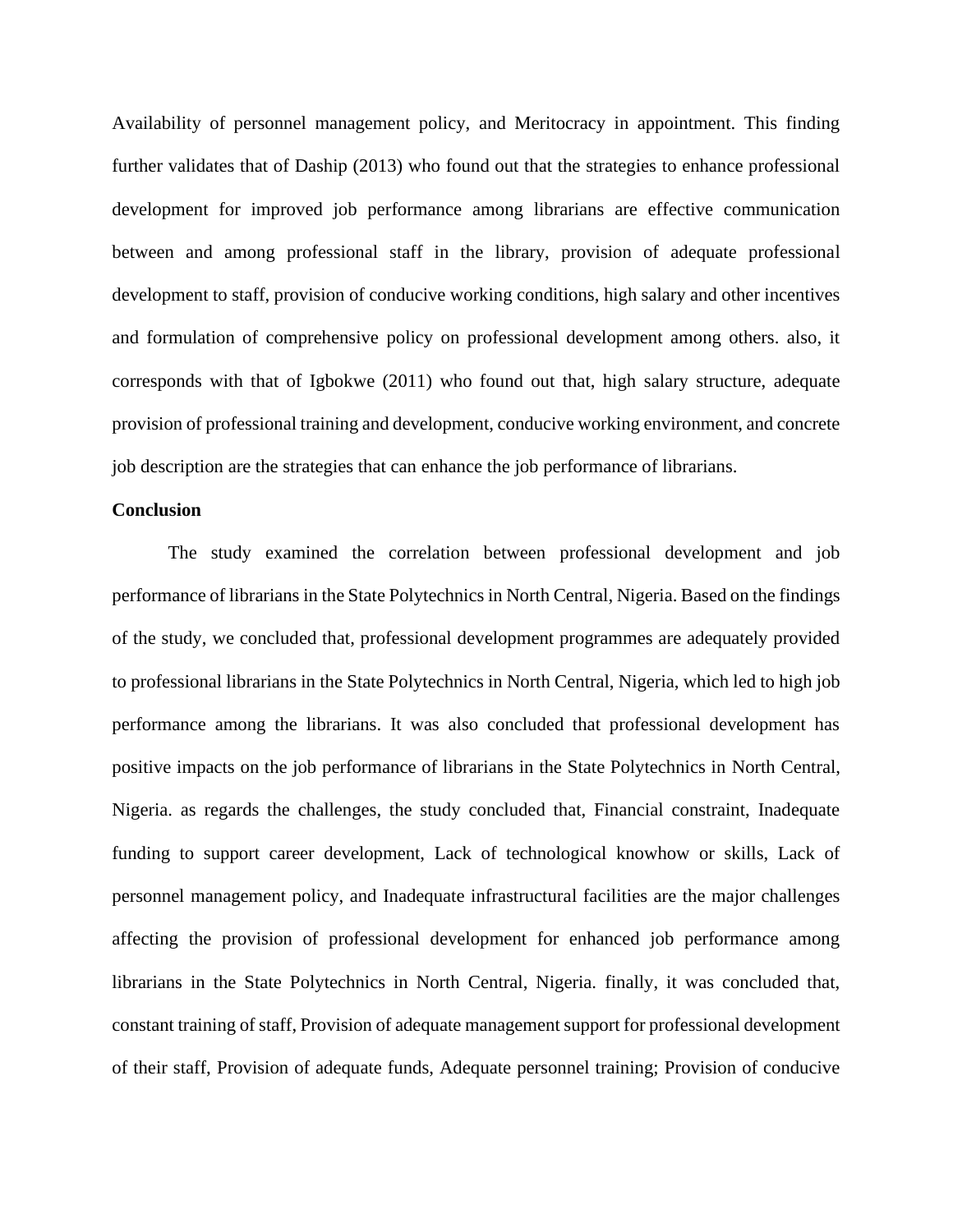Availability of personnel management policy, and Meritocracy in appointment. This finding further validates that of Daship (2013) who found out that the strategies to enhance professional development for improved job performance among librarians are effective communication between and among professional staff in the library, provision of adequate professional development to staff, provision of conducive working conditions, high salary and other incentives and formulation of comprehensive policy on professional development among others. also, it corresponds with that of Igbokwe (2011) who found out that, high salary structure, adequate provision of professional training and development, conducive working environment, and concrete job description are the strategies that can enhance the job performance of librarians.

**Conclusion**

The study examined the correlation between professional development and job performance of librarians in the State Polytechnics in North Central, Nigeria. Based on the findings of the study, we concluded that, professional development programmes are adequately provided to professional librarians in the State Polytechnics in North Central, Nigeria, which led to high job performance among the librarians. It was also concluded that professional development has positive impacts on the job performance of librarians in the State Polytechnics in North Central, Nigeria. as regards the challenges, the study concluded that, Financial constraint, Inadequate funding to support career development, Lack of technological knowhow or skills, Lack of personnel management policy, and Inadequate infrastructural facilities are the major challenges affecting the provision of professional development for enhanced job performance among librarians in the State Polytechnics in North Central, Nigeria. finally, it was concluded that, constant training of staff, Provision of adequate management support for professional development of their staff, Provision of adequate funds, Adequate personnel training; Provision of conducive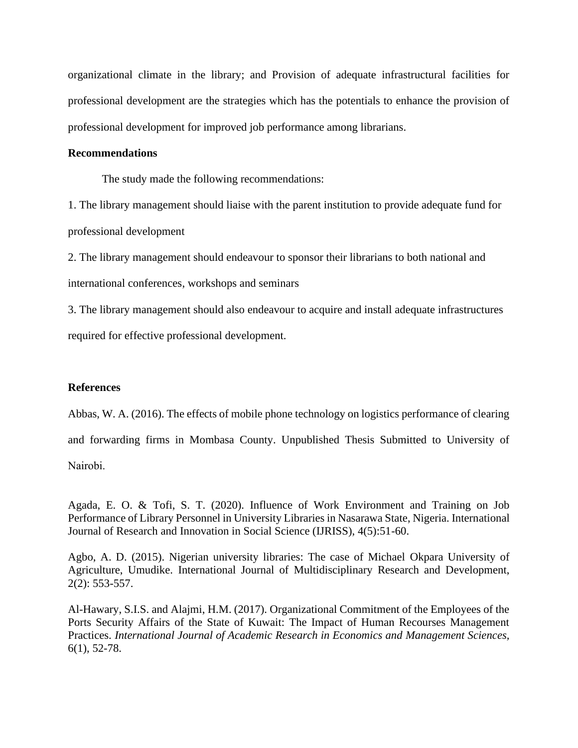organizational climate in the library; and Provision of adequate infrastructural facilities for professional development are the strategies which has the potentials to enhance the provision of professional development for improved job performance among librarians.

**Recommendations**

The study made the following recommendations:

1. The library management should liaise with the parent institution to provide adequate fund for professional development
2. The library management should endeavour to sponsor their librarians to both national and international conferences, workshops and seminars
3. The library management should also endeavour to acquire and install adequate infrastructures required for effective professional development.

**References**

Abbas, W. A. (2016). The effects of mobile phone technology on logistics performance of clearing and forwarding firms in Mombasa County. Unpublished Thesis Submitted to University of Nairobi.

Agada, E. O. & Tofi, S. T. (2020). Influence of Work Environment and Training on Job Performance of Library Personnel in University Libraries in Nasarawa State, Nigeria. International Journal of Research and Innovation in Social Science (IJRISS), 4(5):51-60.

Agbo, A. D. (2015). Nigerian university libraries: The case of Michael Okpara University of Agriculture, Umudike. International Journal of Multidisciplinary Research and Development, 2(2): 553-557.

Al-Hawary, S.I.S. and Alajmi, H.M. (2017). Organizational Commitment of the Employees of the Ports Security Affairs of the State of Kuwait: The Impact of Human Recourses Management Practices. *International Journal of Academic Research in Economics and Management Sciences*, 6(1), 52-78.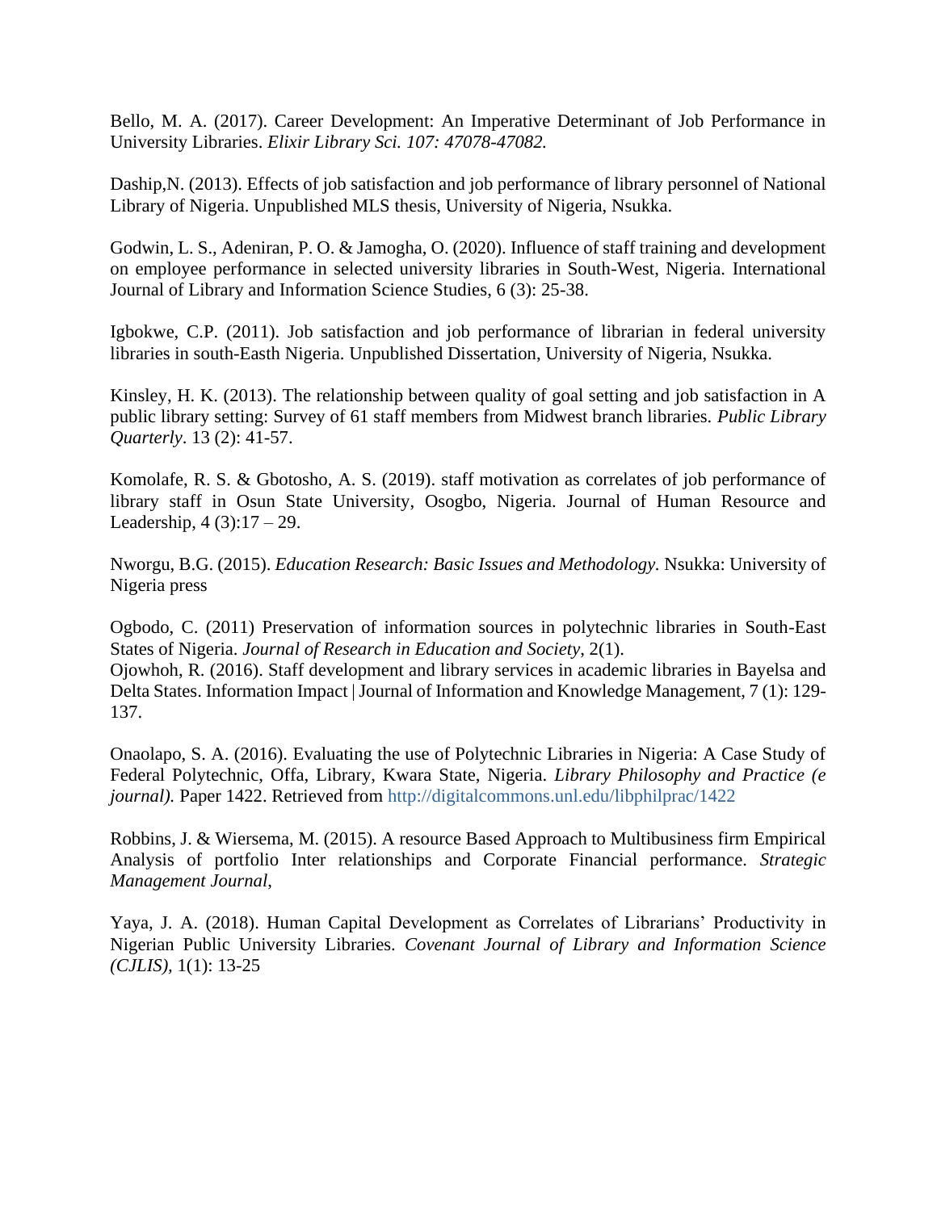Bello, M. A. (2017). Career Development: An Imperative Determinant of Job Performance in University Libraries. *Elixir Library Sci. 107: 47078-47082.*

Daship,N. (2013). Effects of job satisfaction and job performance of library personnel of National Library of Nigeria. Unpublished MLS thesis, University of Nigeria, Nsukka.

Godwin, L. S., Adeniran, P. O. & Jamogha, O. (2020). Influence of staff training and development on employee performance in selected university libraries in South-West, Nigeria. International Journal of Library and Information Science Studies, 6 (3): 25-38.

Igbokwe, C.P. (2011). Job satisfaction and job performance of librarian in federal university libraries in south-Easth Nigeria. Unpublished Dissertation, University of Nigeria, Nsukka.

Kinsley, H. K. (2013). The relationship between quality of goal setting and job satisfaction in A public library setting: Survey of 61 staff members from Midwest branch libraries. *Public Library Quarterly*. 13 (2): 41-57.

Komolafe, R. S. & Gbotosho, A. S. (2019). staff motivation as correlates of job performance of library staff in Osun State University, Osogbo, Nigeria. Journal of Human Resource and Leadership, 4 (3):17 – 29.

Nworgu, B.G. (2015). *Education Research: Basic Issues and Methodology.* Nsukka: University of Nigeria press

Ogbodo, C. (2011) Preservation of information sources in polytechnic libraries in South-East States of Nigeria. *Journal of Research in Education and Society*, 2(1).

Ojowhoh, R. (2016). Staff development and library services in academic libraries in Bayelsa and Delta States. Information Impact | Journal of Information and Knowledge Management, 7 (1): 129-137.

Onaolapo, S. A. (2016). Evaluating the use of Polytechnic Libraries in Nigeria: A Case Study of Federal Polytechnic, Offa, Library, Kwara State, Nigeria. *Library Philosophy and Practice (e journal).* Paper 1422. Retrieved from http://digitalcommons.unl.edu/libphilprac/1422

Robbins, J. & Wiersema, M. (2015). A resource Based Approach to Multibusiness firm Empirical Analysis of portfolio Inter relationships and Corporate Financial performance. *Strategic Management Journal*,

Yaya, J. A. (2018). Human Capital Development as Correlates of Librarians' Productivity in Nigerian Public University Libraries. *Covenant Journal of Library and Information Science (CJLIS)*, 1(1): 13-25